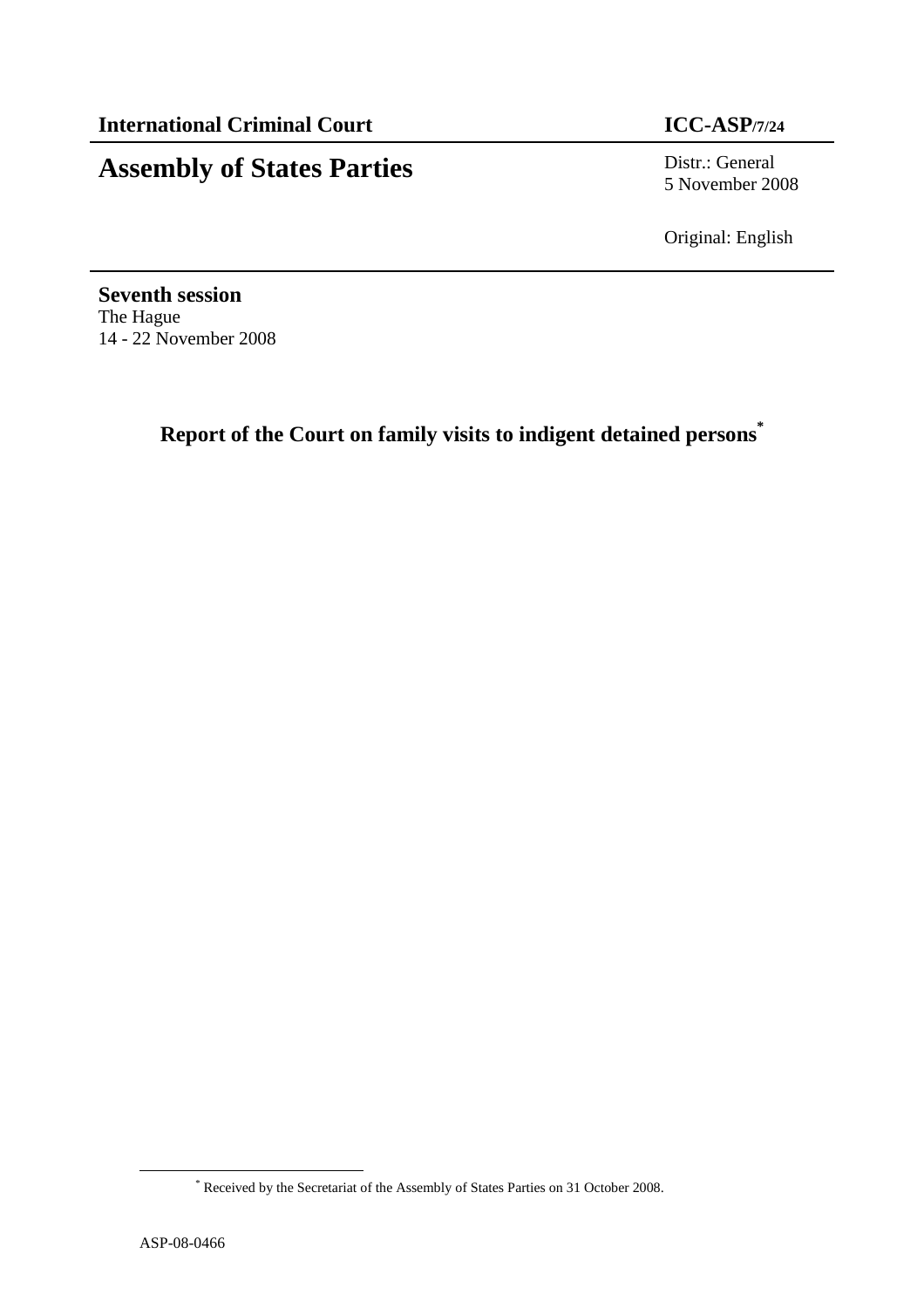**International Criminal Court** **ICC-ASP/7/24**

# Assembly of States Parties

Distr.: General
5 November 2008

Original: English

**Seventh session**
The Hague
14 - 22 November 2008

## Report of the Court on family visits to indigent detained persons[*]

[*] Received by the Secretariat of the Assembly of States Parties on 31 October 2008.

ASP-08-0466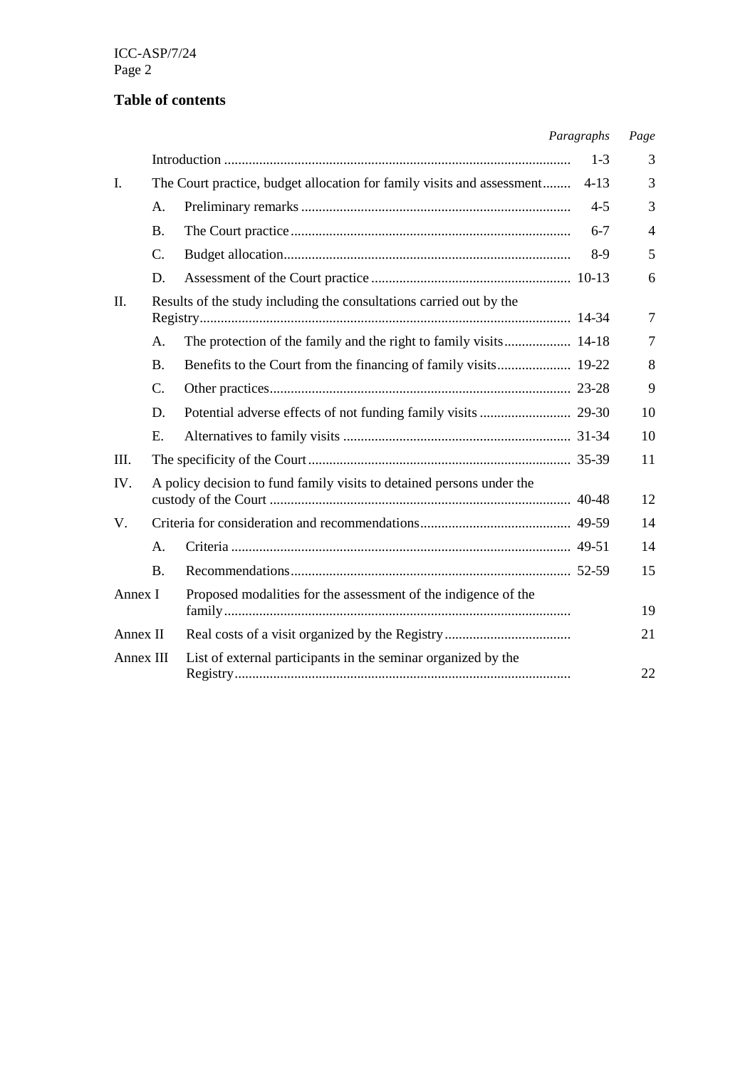## Table of contents

| | | | *Paragraphs* | *Page* |
|---|---|---|---|---|
| | Introduction | | 1-3 | 3 |
| I. | The Court practice, budget allocation for family visits and assessment | | 4-13 | 3 |
| | A. | Preliminary remarks | 4-5 | 3 |
| | B. | The Court practice | 6-7 | 4 |
| | C. | Budget allocation | 8-9 | 5 |
| | D. | Assessment of the Court practice | 10-13 | 6 |
| II. | Results of the study including the consultations carried out by the Registry | | 14-34 | 7 |
| | A. | The protection of the family and the right to family visits | 14-18 | 7 |
| | B. | Benefits to the Court from the financing of family visits | 19-22 | 8 |
| | C. | Other practices | 23-28 | 9 |
| | D. | Potential adverse effects of not funding family visits | 29-30 | 10 |
| | E. | Alternatives to family visits | 31-34 | 10 |
| III. | The specificity of the Court | | 35-39 | 11 |
| IV. | A policy decision to fund family visits to detained persons under the custody of the Court | | 40-48 | 12 |
| V. | Criteria for consideration and recommendations | | 49-59 | 14 |
| | A. | Criteria | 49-51 | 14 |
| | B. | Recommendations | 52-59 | 15 |
| Annex I | | Proposed modalities for the assessment of the indigence of the family | | 19 |
| Annex II | | Real costs of a visit organized by the Registry | | 21 |
| Annex III | | List of external participants in the seminar organized by the Registry | | 22 |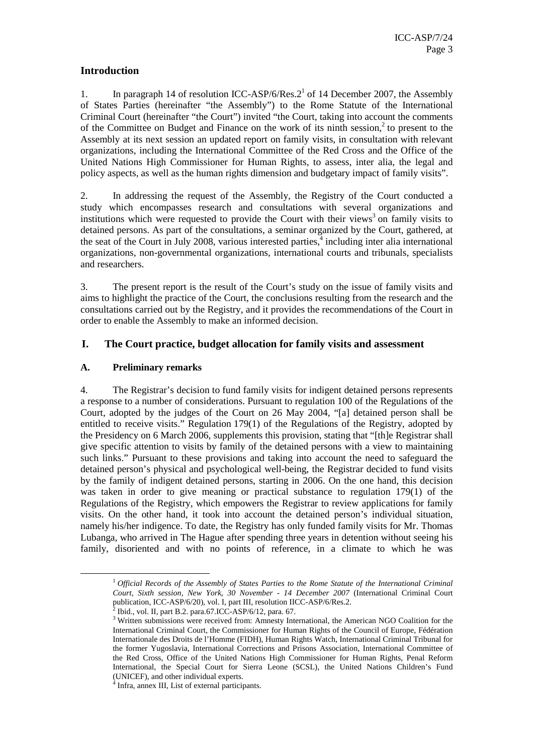## Introduction

1. In paragraph 14 of resolution ICC-ASP/6/Res.2[1] of 14 December 2007, the Assembly of States Parties (hereinafter "the Assembly") to the Rome Statute of the International Criminal Court (hereinafter "the Court") invited "the Court, taking into account the comments of the Committee on Budget and Finance on the work of its ninth session,[2] to present to the Assembly at its next session an updated report on family visits, in consultation with relevant organizations, including the International Committee of the Red Cross and the Office of the United Nations High Commissioner for Human Rights, to assess, inter alia, the legal and policy aspects, as well as the human rights dimension and budgetary impact of family visits".

2. In addressing the request of the Assembly, the Registry of the Court conducted a study which encompasses research and consultations with several organizations and institutions which were requested to provide the Court with their views[3] on family visits to detained persons. As part of the consultations, a seminar organized by the Court, gathered, at the seat of the Court in July 2008, various interested parties,[4] including inter alia international organizations, non-governmental organizations, international courts and tribunals, specialists and researchers.

3. The present report is the result of the Court's study on the issue of family visits and aims to highlight the practice of the Court, the conclusions resulting from the research and the consultations carried out by the Registry, and it provides the recommendations of the Court in order to enable the Assembly to make an informed decision.

## I. The Court practice, budget allocation for family visits and assessment

### A. Preliminary remarks

4. The Registrar's decision to fund family visits for indigent detained persons represents a response to a number of considerations. Pursuant to regulation 100 of the Regulations of the Court, adopted by the judges of the Court on 26 May 2004, "[a] detained person shall be entitled to receive visits." Regulation 179(1) of the Regulations of the Registry, adopted by the Presidency on 6 March 2006, supplements this provision, stating that "[th]e Registrar shall give specific attention to visits by family of the detained persons with a view to maintaining such links." Pursuant to these provisions and taking into account the need to safeguard the detained person's physical and psychological well-being, the Registrar decided to fund visits by the family of indigent detained persons, starting in 2006. On the one hand, this decision was taken in order to give meaning or practical substance to regulation 179(1) of the Regulations of the Registry, which empowers the Registrar to review applications for family visits. On the other hand, it took into account the detained person's individual situation, namely his/her indigence. To date, the Registry has only funded family visits for Mr. Thomas Lubanga, who arrived in The Hague after spending three years in detention without seeing his family, disoriented and with no points of reference, in a climate to which he was

---

[1] *Official Records of the Assembly of States Parties to the Rome Statute of the International Criminal Court, Sixth session, New York, 30 November - 14 December 2007* (International Criminal Court publication, ICC-ASP/6/20), vol. I, part III, resolution IICC-ASP/6/Res.2.

[2] Ibid., vol. II, part B.2. para.67.ICC-ASP/6/12, para. 67.

[3] Written submissions were received from: Amnesty International, the American NGO Coalition for the International Criminal Court, the Commissioner for Human Rights of the Council of Europe, Fédération Internationale des Droits de l'Homme (FIDH), Human Rights Watch, International Criminal Tribunal for the former Yugoslavia, International Corrections and Prisons Association, International Committee of the Red Cross, Office of the United Nations High Commissioner for Human Rights, Penal Reform International, the Special Court for Sierra Leone (SCSL), the United Nations Children's Fund (UNICEF), and other individual experts.

[4] Infra, annex III, List of external participants.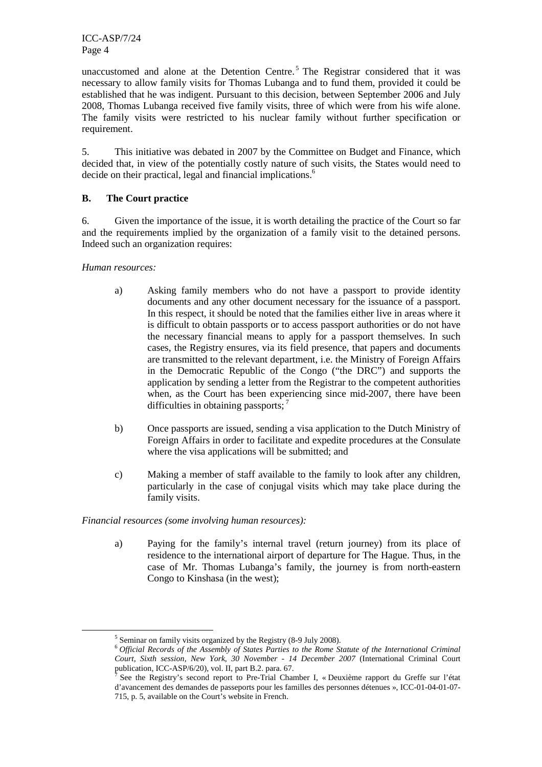unaccustomed and alone at the Detention Centre.[5] The Registrar considered that it was necessary to allow family visits for Thomas Lubanga and to fund them, provided it could be established that he was indigent. Pursuant to this decision, between September 2006 and July 2008, Thomas Lubanga received five family visits, three of which were from his wife alone. The family visits were restricted to his nuclear family without further specification or requirement.

5. This initiative was debated in 2007 by the Committee on Budget and Finance, which decided that, in view of the potentially costly nature of such visits, the States would need to decide on their practical, legal and financial implications.[6]

### B. The Court practice

6. Given the importance of the issue, it is worth detailing the practice of the Court so far and the requirements implied by the organization of a family visit to the detained persons. Indeed such an organization requires:

*Human resources:*

a) Asking family members who do not have a passport to provide identity documents and any other document necessary for the issuance of a passport. In this respect, it should be noted that the families either live in areas where it is difficult to obtain passports or to access passport authorities or do not have the necessary financial means to apply for a passport themselves. In such cases, the Registry ensures, via its field presence, that papers and documents are transmitted to the relevant department, i.e. the Ministry of Foreign Affairs in the Democratic Republic of the Congo ("the DRC") and supports the application by sending a letter from the Registrar to the competent authorities when, as the Court has been experiencing since mid-2007, there have been difficulties in obtaining passports;[7]

b) Once passports are issued, sending a visa application to the Dutch Ministry of Foreign Affairs in order to facilitate and expedite procedures at the Consulate where the visa applications will be submitted; and

c) Making a member of staff available to the family to look after any children, particularly in the case of conjugal visits which may take place during the family visits.

*Financial resources (some involving human resources):*

a) Paying for the family's internal travel (return journey) from its place of residence to the international airport of departure for The Hague. Thus, in the case of Mr. Thomas Lubanga's family, the journey is from north-eastern Congo to Kinshasa (in the west);

---

[5] Seminar on family visits organized by the Registry (8-9 July 2008).

[6] *Official Records of the Assembly of States Parties to the Rome Statute of the International Criminal Court, Sixth session, New York, 30 November - 14 December 2007* (International Criminal Court publication, ICC-ASP/6/20), vol. II, part B.2. para. 67.

[7] See the Registry's second report to Pre-Trial Chamber I, « Deuxième rapport du Greffe sur l'état d'avancement des demandes de passeports pour les familles des personnes détenues », ICC-01-04-01-07-715, p. 5, available on the Court's website in French.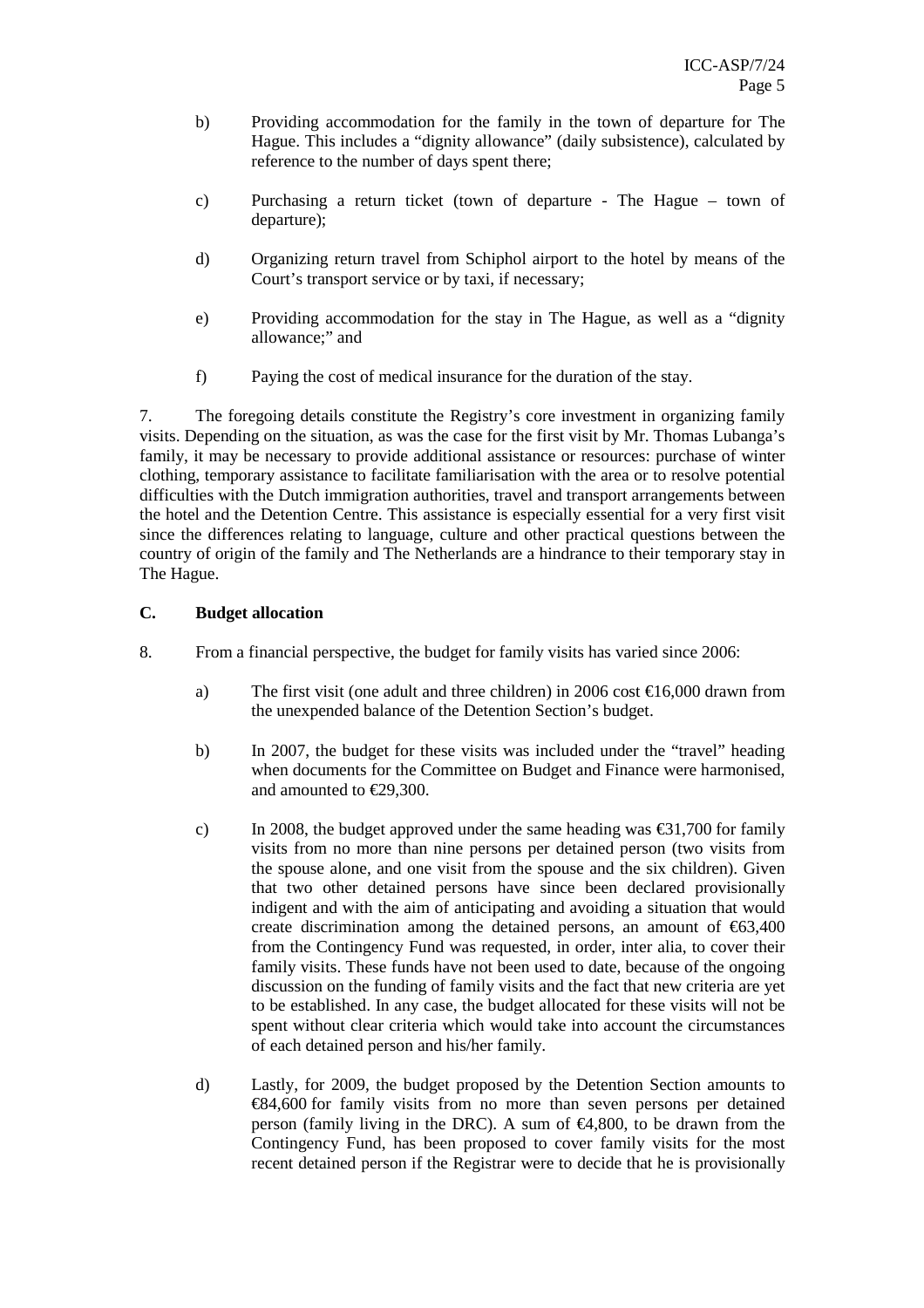b) Providing accommodation for the family in the town of departure for The Hague. This includes a "dignity allowance" (daily subsistence), calculated by reference to the number of days spent there;

c) Purchasing a return ticket (town of departure - The Hague – town of departure);

d) Organizing return travel from Schiphol airport to the hotel by means of the Court's transport service or by taxi, if necessary;

e) Providing accommodation for the stay in The Hague, as well as a "dignity allowance;" and

f) Paying the cost of medical insurance for the duration of the stay.

7. The foregoing details constitute the Registry's core investment in organizing family visits. Depending on the situation, as was the case for the first visit by Mr. Thomas Lubanga's family, it may be necessary to provide additional assistance or resources: purchase of winter clothing, temporary assistance to facilitate familiarisation with the area or to resolve potential difficulties with the Dutch immigration authorities, travel and transport arrangements between the hotel and the Detention Centre. This assistance is especially essential for a very first visit since the differences relating to language, culture and other practical questions between the country of origin of the family and The Netherlands are a hindrance to their temporary stay in The Hague.

### C. Budget allocation

8. From a financial perspective, the budget for family visits has varied since 2006:

a) The first visit (one adult and three children) in 2006 cost €16,000 drawn from the unexpended balance of the Detention Section's budget.

b) In 2007, the budget for these visits was included under the "travel" heading when documents for the Committee on Budget and Finance were harmonised, and amounted to €29,300.

c) In 2008, the budget approved under the same heading was €31,700 for family visits from no more than nine persons per detained person (two visits from the spouse alone, and one visit from the spouse and the six children). Given that two other detained persons have since been declared provisionally indigent and with the aim of anticipating and avoiding a situation that would create discrimination among the detained persons, an amount of €63,400 from the Contingency Fund was requested, in order, inter alia, to cover their family visits. These funds have not been used to date, because of the ongoing discussion on the funding of family visits and the fact that new criteria are yet to be established. In any case, the budget allocated for these visits will not be spent without clear criteria which would take into account the circumstances of each detained person and his/her family.

d) Lastly, for 2009, the budget proposed by the Detention Section amounts to €84,600 for family visits from no more than seven persons per detained person (family living in the DRC). A sum of €4,800, to be drawn from the Contingency Fund, has been proposed to cover family visits for the most recent detained person if the Registrar were to decide that he is provisionally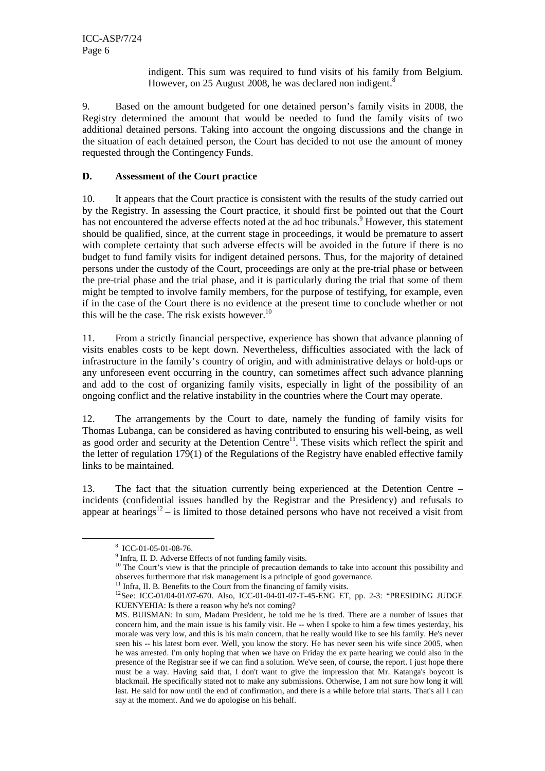indigent. This sum was required to fund visits of his family from Belgium. However, on 25 August 2008, he was declared non indigent.[8]

9. Based on the amount budgeted for one detained person's family visits in 2008, the Registry determined the amount that would be needed to fund the family visits of two additional detained persons. Taking into account the ongoing discussions and the change in the situation of each detained person, the Court has decided to not use the amount of money requested through the Contingency Funds.

### D. Assessment of the Court practice

10. It appears that the Court practice is consistent with the results of the study carried out by the Registry. In assessing the Court practice, it should first be pointed out that the Court has not encountered the adverse effects noted at the ad hoc tribunals.[9] However, this statement should be qualified, since, at the current stage in proceedings, it would be premature to assert with complete certainty that such adverse effects will be avoided in the future if there is no budget to fund family visits for indigent detained persons. Thus, for the majority of detained persons under the custody of the Court, proceedings are only at the pre-trial phase or between the pre-trial phase and the trial phase, and it is particularly during the trial that some of them might be tempted to involve family members, for the purpose of testifying, for example, even if in the case of the Court there is no evidence at the present time to conclude whether or not this will be the case. The risk exists however.[10]

11. From a strictly financial perspective, experience has shown that advance planning of visits enables costs to be kept down. Nevertheless, difficulties associated with the lack of infrastructure in the family's country of origin, and with administrative delays or hold-ups or any unforeseen event occurring in the country, can sometimes affect such advance planning and add to the cost of organizing family visits, especially in light of the possibility of an ongoing conflict and the relative instability in the countries where the Court may operate.

12. The arrangements by the Court to date, namely the funding of family visits for Thomas Lubanga, can be considered as having contributed to ensuring his well-being, as well as good order and security at the Detention Centre[11]. These visits which reflect the spirit and the letter of regulation 179(1) of the Regulations of the Registry have enabled effective family links to be maintained.

13. The fact that the situation currently being experienced at the Detention Centre – incidents (confidential issues handled by the Registrar and the Presidency) and refusals to appear at hearings[12] – is limited to those detained persons who have not received a visit from

---

[8] ICC-01-05-01-08-76.

[9] Infra, II. D. Adverse Effects of not funding family visits.

[10] The Court's view is that the principle of precaution demands to take into account this possibility and observes furthermore that risk management is a principle of good governance.

[11] Infra, II. B. Benefits to the Court from the financing of family visits.

[12] See: ICC-01/04-01/07-670. Also, ICC-01-04-01-07-T-45-ENG ET, pp. 2-3: "PRESIDING JUDGE KUENYEHIA: Is there a reason why he's not coming?

MS. BUISMAN: In sum, Madam President, he told me he is tired. There are a number of issues that concern him, and the main issue is his family visit. He -- when I spoke to him a few times yesterday, his morale was very low, and this is his main concern, that he really would like to see his family. He's never seen his -- his latest born ever. Well, you know the story. He has never seen his wife since 2005, when he was arrested. I'm only hoping that when we have on Friday the ex parte hearing we could also in the presence of the Registrar see if we can find a solution. We've seen, of course, the report. I just hope there must be a way. Having said that, I don't want to give the impression that Mr. Katanga's boycott is blackmail. He specifically stated not to make any submissions. Otherwise, I am not sure how long it will last. He said for now until the end of confirmation, and there is a while before trial starts. That's all I can say at the moment. And we do apologise on his behalf.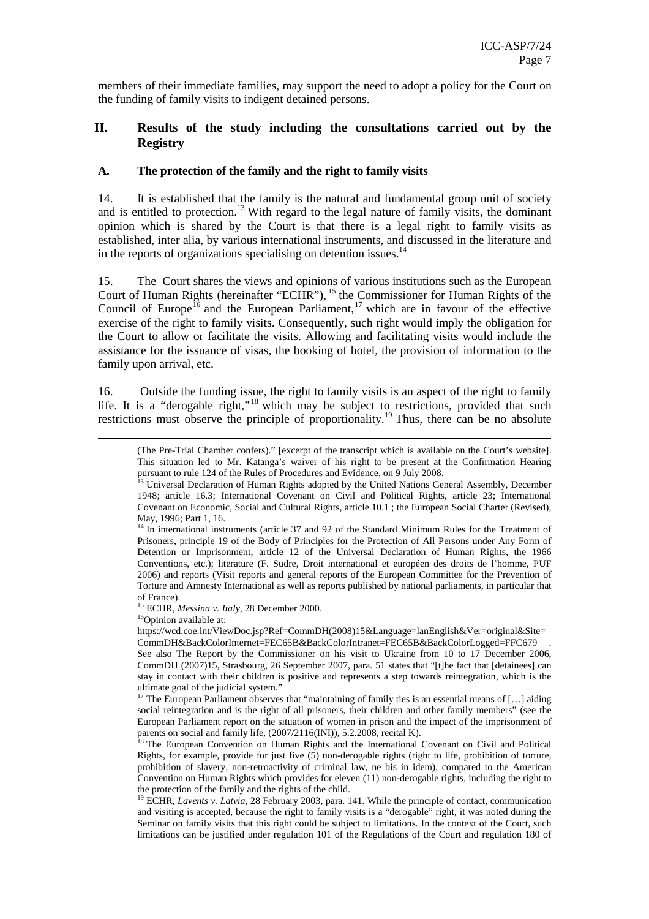members of their immediate families, may support the need to adopt a policy for the Court on the funding of family visits to indigent detained persons.

## II. Results of the study including the consultations carried out by the Registry

### A. The protection of the family and the right to family visits

14. It is established that the family is the natural and fundamental group unit of society and is entitled to protection.[13] With regard to the legal nature of family visits, the dominant opinion which is shared by the Court is that there is a legal right to family visits as established, inter alia, by various international instruments, and discussed in the literature and in the reports of organizations specialising on detention issues.[14]

15. The Court shares the views and opinions of various institutions such as the European Court of Human Rights (hereinafter "ECHR"), [15] the Commissioner for Human Rights of the Council of Europe[16] and the European Parliament,[17] which are in favour of the effective exercise of the right to family visits. Consequently, such right would imply the obligation for the Court to allow or facilitate the visits. Allowing and facilitating visits would include the assistance for the issuance of visas, the booking of hotel, the provision of information to the family upon arrival, etc.

16. Outside the funding issue, the right to family visits is an aspect of the right to family life. It is a "derogable right,"[18] which may be subject to restrictions, provided that such restrictions must observe the principle of proportionality.[19] Thus, there can be no absolute

---

(The Pre-Trial Chamber confers)." [excerpt of the transcript which is available on the Court's website]. This situation led to Mr. Katanga's waiver of his right to be present at the Confirmation Hearing pursuant to rule 124 of the Rules of Procedures and Evidence, on 9 July 2008.

[13] Universal Declaration of Human Rights adopted by the United Nations General Assembly, December 1948; article 16.3; International Covenant on Civil and Political Rights, article 23; International Covenant on Economic, Social and Cultural Rights, article 10.1 ; the European Social Charter (Revised), May, 1996; Part 1, 16.

[14] In international instruments (article 37 and 92 of the Standard Minimum Rules for the Treatment of Prisoners, principle 19 of the Body of Principles for the Protection of All Persons under Any Form of Detention or Imprisonment, article 12 of the Universal Declaration of Human Rights, the 1966 Conventions, etc.); literature (F. Sudre, Droit international et européen des droits de l'homme, PUF 2006) and reports (Visit reports and general reports of the European Committee for the Prevention of Torture and Amnesty International as well as reports published by national parliaments, in particular that of France).

[15] ECHR, *Messina v. Italy*, 28 December 2000.

[16] Opinion available at: https://wcd.coe.int/ViewDoc.jsp?Ref=CommDH(2008)15&Language=lanEnglish&Ver=original&Site=CommDH&BackColorInternet=FEC65B&BackColorIntranet=FEC65B&BackColorLogged=FFC679 . See also The Report by the Commissioner on his visit to Ukraine from 10 to 17 December 2006, CommDH (2007)15, Strasbourg, 26 September 2007, para. 51 states that "[t]he fact that [detainees] can stay in contact with their children is positive and represents a step towards reintegration, which is the ultimate goal of the judicial system."

[17] The European Parliament observes that "maintaining of family ties is an essential means of […] aiding social reintegration and is the right of all prisoners, their children and other family members" (see the European Parliament report on the situation of women in prison and the impact of the imprisonment of parents on social and family life, (2007/2116(INI)), 5.2.2008, recital K).

[18] The European Convention on Human Rights and the International Covenant on Civil and Political Rights, for example, provide for just five (5) non-derogable rights (right to life, prohibition of torture, prohibition of slavery, non-retroactivity of criminal law, ne bis in idem), compared to the American Convention on Human Rights which provides for eleven (11) non-derogable rights, including the right to the protection of the family and the rights of the child.

[19] ECHR, *Lavents v. Latvia*, 28 February 2003, para. 141. While the principle of contact, communication and visiting is accepted, because the right to family visits is a "derogable" right, it was noted during the Seminar on family visits that this right could be subject to limitations. In the context of the Court, such limitations can be justified under regulation 101 of the Regulations of the Court and regulation 180 of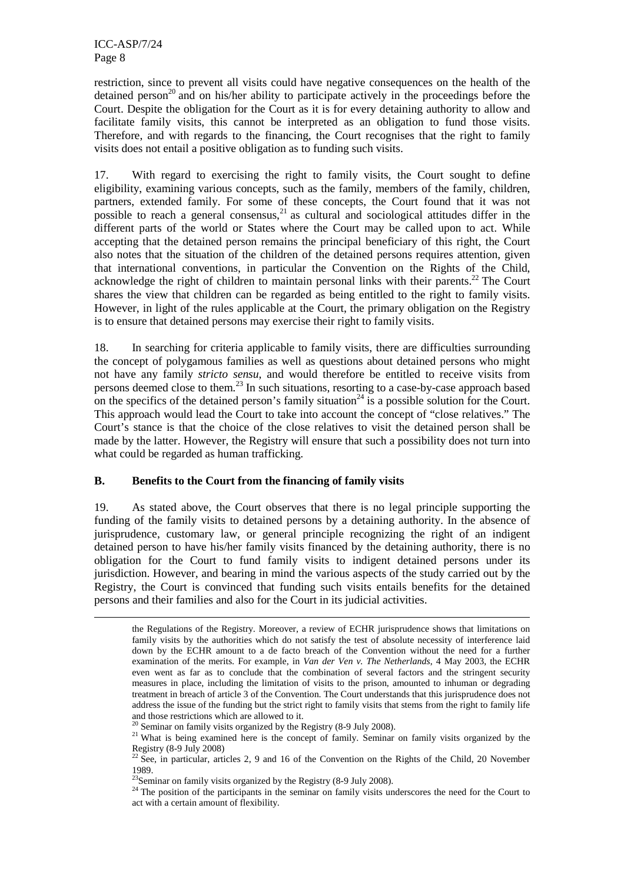restriction, since to prevent all visits could have negative consequences on the health of the detained person[20] and on his/her ability to participate actively in the proceedings before the Court. Despite the obligation for the Court as it is for every detaining authority to allow and facilitate family visits, this cannot be interpreted as an obligation to fund those visits. Therefore, and with regards to the financing, the Court recognises that the right to family visits does not entail a positive obligation as to funding such visits.

17. With regard to exercising the right to family visits, the Court sought to define eligibility, examining various concepts, such as the family, members of the family, children, partners, extended family. For some of these concepts, the Court found that it was not possible to reach a general consensus,[21] as cultural and sociological attitudes differ in the different parts of the world or States where the Court may be called upon to act. While accepting that the detained person remains the principal beneficiary of this right, the Court also notes that the situation of the children of the detained persons requires attention, given that international conventions, in particular the Convention on the Rights of the Child, acknowledge the right of children to maintain personal links with their parents.[22] The Court shares the view that children can be regarded as being entitled to the right to family visits. However, in light of the rules applicable at the Court, the primary obligation on the Registry is to ensure that detained persons may exercise their right to family visits.

18. In searching for criteria applicable to family visits, there are difficulties surrounding the concept of polygamous families as well as questions about detained persons who might not have any family *stricto sensu*, and would therefore be entitled to receive visits from persons deemed close to them.[23] In such situations, resorting to a case-by-case approach based on the specifics of the detained person's family situation[24] is a possible solution for the Court. This approach would lead the Court to take into account the concept of "close relatives." The Court's stance is that the choice of the close relatives to visit the detained person shall be made by the latter. However, the Registry will ensure that such a possibility does not turn into what could be regarded as human trafficking.

### B. Benefits to the Court from the financing of family visits

19. As stated above, the Court observes that there is no legal principle supporting the funding of the family visits to detained persons by a detaining authority. In the absence of jurisprudence, customary law, or general principle recognizing the right of an indigent detained person to have his/her family visits financed by the detaining authority, there is no obligation for the Court to fund family visits to indigent detained persons under its jurisdiction. However, and bearing in mind the various aspects of the study carried out by the Registry, the Court is convinced that funding such visits entails benefits for the detained persons and their families and also for the Court in its judicial activities.

---

the Regulations of the Registry. Moreover, a review of ECHR jurisprudence shows that limitations on family visits by the authorities which do not satisfy the test of absolute necessity of interference laid down by the ECHR amount to a de facto breach of the Convention without the need for a further examination of the merits. For example, in *Van der Ven v. The Netherlands*, 4 May 2003, the ECHR even went as far as to conclude that the combination of several factors and the stringent security measures in place, including the limitation of visits to the prison, amounted to inhuman or degrading treatment in breach of article 3 of the Convention. The Court understands that this jurisprudence does not address the issue of the funding but the strict right to family visits that stems from the right to family life and those restrictions which are allowed to it.

[20] Seminar on family visits organized by the Registry (8-9 July 2008).

[21] What is being examined here is the concept of family. Seminar on family visits organized by the Registry (8-9 July 2008)

[22] See, in particular, articles 2, 9 and 16 of the Convention on the Rights of the Child, 20 November 1989.

[23] Seminar on family visits organized by the Registry (8-9 July 2008).

[24] The position of the participants in the seminar on family visits underscores the need for the Court to act with a certain amount of flexibility.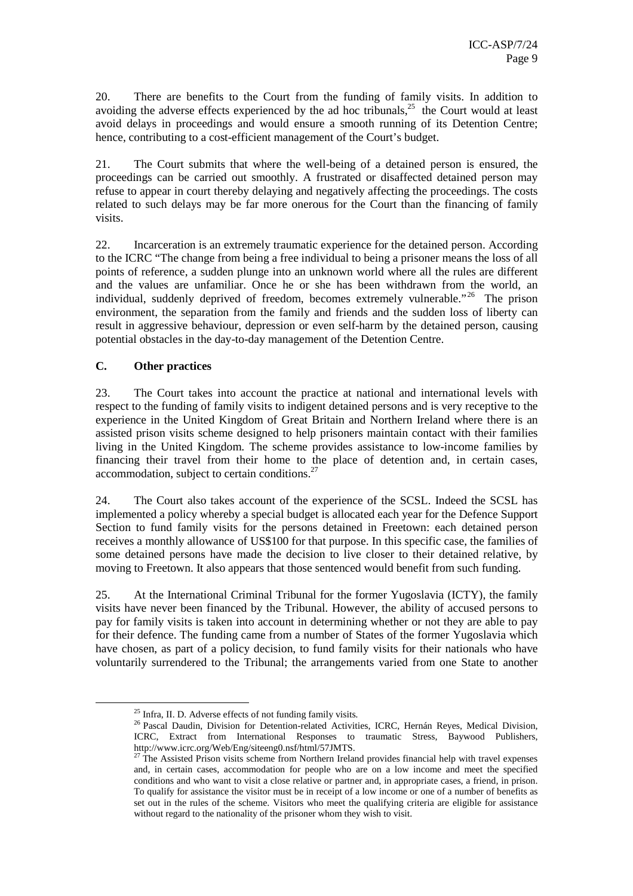20. There are benefits to the Court from the funding of family visits. In addition to avoiding the adverse effects experienced by the ad hoc tribunals,[25] the Court would at least avoid delays in proceedings and would ensure a smooth running of its Detention Centre; hence, contributing to a cost-efficient management of the Court's budget.

21. The Court submits that where the well-being of a detained person is ensured, the proceedings can be carried out smoothly. A frustrated or disaffected detained person may refuse to appear in court thereby delaying and negatively affecting the proceedings. The costs related to such delays may be far more onerous for the Court than the financing of family visits.

22. Incarceration is an extremely traumatic experience for the detained person. According to the ICRC "The change from being a free individual to being a prisoner means the loss of all points of reference, a sudden plunge into an unknown world where all the rules are different and the values are unfamiliar. Once he or she has been withdrawn from the world, an individual, suddenly deprived of freedom, becomes extremely vulnerable."[26] The prison environment, the separation from the family and friends and the sudden loss of liberty can result in aggressive behaviour, depression or even self-harm by the detained person, causing potential obstacles in the day-to-day management of the Detention Centre.

### C. Other practices

23. The Court takes into account the practice at national and international levels with respect to the funding of family visits to indigent detained persons and is very receptive to the experience in the United Kingdom of Great Britain and Northern Ireland where there is an assisted prison visits scheme designed to help prisoners maintain contact with their families living in the United Kingdom. The scheme provides assistance to low-income families by financing their travel from their home to the place of detention and, in certain cases, accommodation, subject to certain conditions.[27]

24. The Court also takes account of the experience of the SCSL. Indeed the SCSL has implemented a policy whereby a special budget is allocated each year for the Defence Support Section to fund family visits for the persons detained in Freetown: each detained person receives a monthly allowance of US$100 for that purpose. In this specific case, the families of some detained persons have made the decision to live closer to their detained relative, by moving to Freetown. It also appears that those sentenced would benefit from such funding.

25. At the International Criminal Tribunal for the former Yugoslavia (ICTY), the family visits have never been financed by the Tribunal. However, the ability of accused persons to pay for family visits is taken into account in determining whether or not they are able to pay for their defence. The funding came from a number of States of the former Yugoslavia which have chosen, as part of a policy decision, to fund family visits for their nationals who have voluntarily surrendered to the Tribunal; the arrangements varied from one State to another

---

[25] Infra, II. D. Adverse effects of not funding family visits.

[26] Pascal Daudin, Division for Detention-related Activities, ICRC, Hernán Reyes, Medical Division, ICRC, Extract from International Responses to traumatic Stress, Baywood Publishers, http://www.icrc.org/Web/Eng/siteeng0.nsf/html/57JMTS.

[27] The Assisted Prison visits scheme from Northern Ireland provides financial help with travel expenses and, in certain cases, accommodation for people who are on a low income and meet the specified conditions and who want to visit a close relative or partner and, in appropriate cases, a friend, in prison. To qualify for assistance the visitor must be in receipt of a low income or one of a number of benefits as set out in the rules of the scheme. Visitors who meet the qualifying criteria are eligible for assistance without regard to the nationality of the prisoner whom they wish to visit.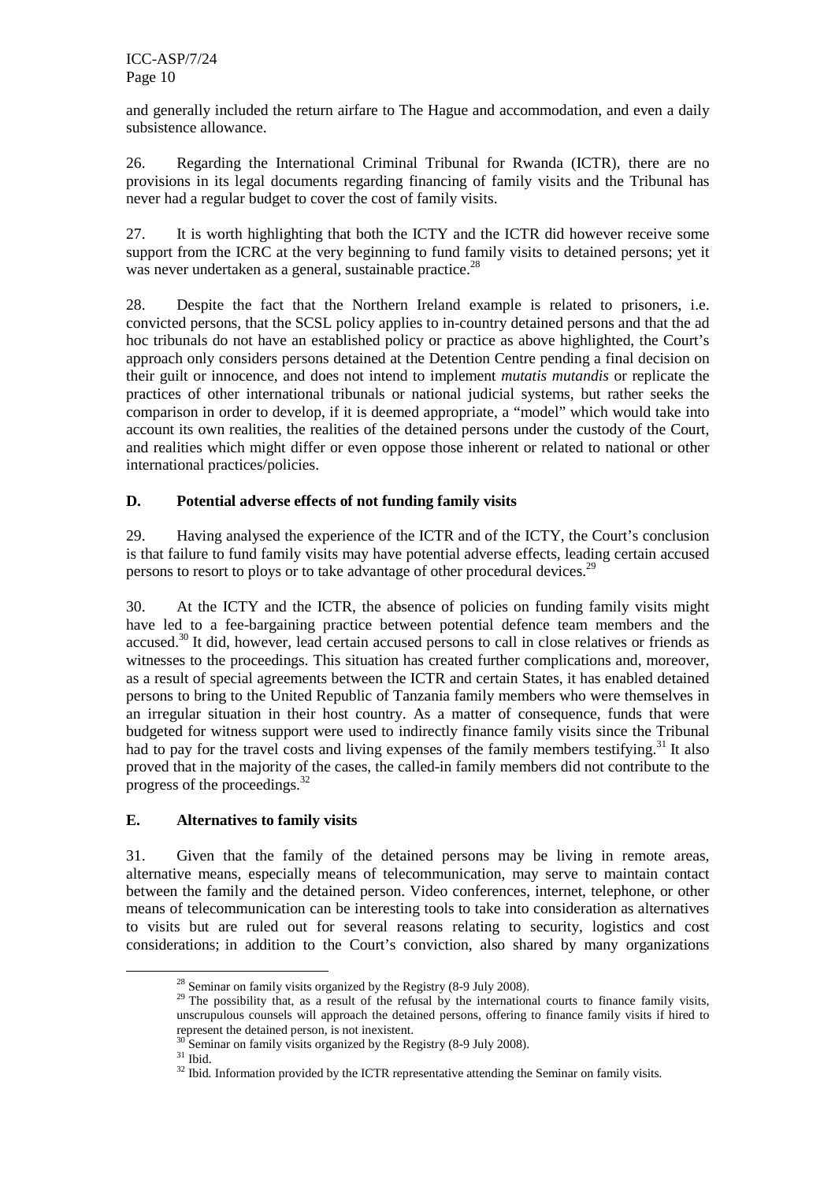and generally included the return airfare to The Hague and accommodation, and even a daily subsistence allowance.

26. Regarding the International Criminal Tribunal for Rwanda (ICTR), there are no provisions in its legal documents regarding financing of family visits and the Tribunal has never had a regular budget to cover the cost of family visits.

27. It is worth highlighting that both the ICTY and the ICTR did however receive some support from the ICRC at the very beginning to fund family visits to detained persons; yet it was never undertaken as a general, sustainable practice.[28]

28. Despite the fact that the Northern Ireland example is related to prisoners, i.e. convicted persons, that the SCSL policy applies to in-country detained persons and that the ad hoc tribunals do not have an established policy or practice as above highlighted, the Court's approach only considers persons detained at the Detention Centre pending a final decision on their guilt or innocence, and does not intend to implement *mutatis mutandis* or replicate the practices of other international tribunals or national judicial systems, but rather seeks the comparison in order to develop, if it is deemed appropriate, a "model" which would take into account its own realities, the realities of the detained persons under the custody of the Court, and realities which might differ or even oppose those inherent or related to national or other international practices/policies.

### D. Potential adverse effects of not funding family visits

29. Having analysed the experience of the ICTR and of the ICTY, the Court's conclusion is that failure to fund family visits may have potential adverse effects, leading certain accused persons to resort to ploys or to take advantage of other procedural devices.[29]

30. At the ICTY and the ICTR, the absence of policies on funding family visits might have led to a fee-bargaining practice between potential defence team members and the accused.[30] It did, however, lead certain accused persons to call in close relatives or friends as witnesses to the proceedings. This situation has created further complications and, moreover, as a result of special agreements between the ICTR and certain States, it has enabled detained persons to bring to the United Republic of Tanzania family members who were themselves in an irregular situation in their host country. As a matter of consequence, funds that were budgeted for witness support were used to indirectly finance family visits since the Tribunal had to pay for the travel costs and living expenses of the family members testifying.[31] It also proved that in the majority of the cases, the called-in family members did not contribute to the progress of the proceedings.[32]

### E. Alternatives to family visits

31. Given that the family of the detained persons may be living in remote areas, alternative means, especially means of telecommunication, may serve to maintain contact between the family and the detained person. Video conferences, internet, telephone, or other means of telecommunication can be interesting tools to take into consideration as alternatives to visits but are ruled out for several reasons relating to security, logistics and cost considerations; in addition to the Court's conviction, also shared by many organizations

---

[28] Seminar on family visits organized by the Registry (8-9 July 2008).

[29] The possibility that, as a result of the refusal by the international courts to finance family visits, unscrupulous counsels will approach the detained persons, offering to finance family visits if hired to represent the detained person, is not inexistent.

[30] Seminar on family visits organized by the Registry (8-9 July 2008).

[31] Ibid.

[32] Ibid. Information provided by the ICTR representative attending the Seminar on family visits.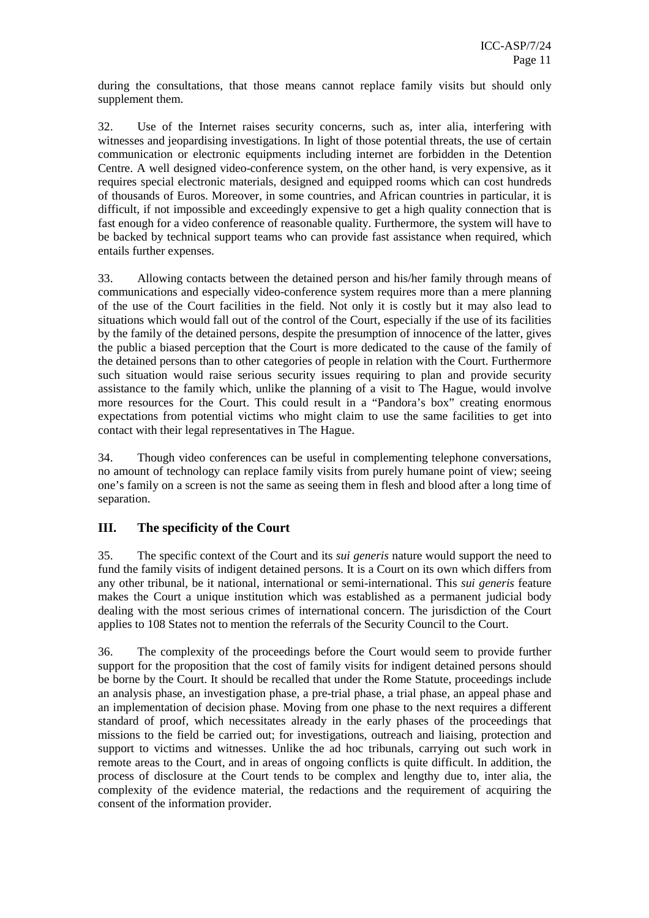during the consultations, that those means cannot replace family visits but should only supplement them.

32. Use of the Internet raises security concerns, such as, inter alia, interfering with witnesses and jeopardising investigations. In light of those potential threats, the use of certain communication or electronic equipments including internet are forbidden in the Detention Centre. A well designed video-conference system, on the other hand, is very expensive, as it requires special electronic materials, designed and equipped rooms which can cost hundreds of thousands of Euros. Moreover, in some countries, and African countries in particular, it is difficult, if not impossible and exceedingly expensive to get a high quality connection that is fast enough for a video conference of reasonable quality. Furthermore, the system will have to be backed by technical support teams who can provide fast assistance when required, which entails further expenses.

33. Allowing contacts between the detained person and his/her family through means of communications and especially video-conference system requires more than a mere planning of the use of the Court facilities in the field. Not only it is costly but it may also lead to situations which would fall out of the control of the Court, especially if the use of its facilities by the family of the detained persons, despite the presumption of innocence of the latter, gives the public a biased perception that the Court is more dedicated to the cause of the family of the detained persons than to other categories of people in relation with the Court. Furthermore such situation would raise serious security issues requiring to plan and provide security assistance to the family which, unlike the planning of a visit to The Hague, would involve more resources for the Court. This could result in a "Pandora's box" creating enormous expectations from potential victims who might claim to use the same facilities to get into contact with their legal representatives in The Hague.

34. Though video conferences can be useful in complementing telephone conversations, no amount of technology can replace family visits from purely humane point of view; seeing one's family on a screen is not the same as seeing them in flesh and blood after a long time of separation.

## III. The specificity of the Court

35. The specific context of the Court and its *sui generis* nature would support the need to fund the family visits of indigent detained persons. It is a Court on its own which differs from any other tribunal, be it national, international or semi-international. This *sui generis* feature makes the Court a unique institution which was established as a permanent judicial body dealing with the most serious crimes of international concern. The jurisdiction of the Court applies to 108 States not to mention the referrals of the Security Council to the Court.

36. The complexity of the proceedings before the Court would seem to provide further support for the proposition that the cost of family visits for indigent detained persons should be borne by the Court. It should be recalled that under the Rome Statute, proceedings include an analysis phase, an investigation phase, a pre-trial phase, a trial phase, an appeal phase and an implementation of decision phase. Moving from one phase to the next requires a different standard of proof, which necessitates already in the early phases of the proceedings that missions to the field be carried out; for investigations, outreach and liaising, protection and support to victims and witnesses. Unlike the ad hoc tribunals, carrying out such work in remote areas to the Court, and in areas of ongoing conflicts is quite difficult. In addition, the process of disclosure at the Court tends to be complex and lengthy due to, inter alia, the complexity of the evidence material, the redactions and the requirement of acquiring the consent of the information provider.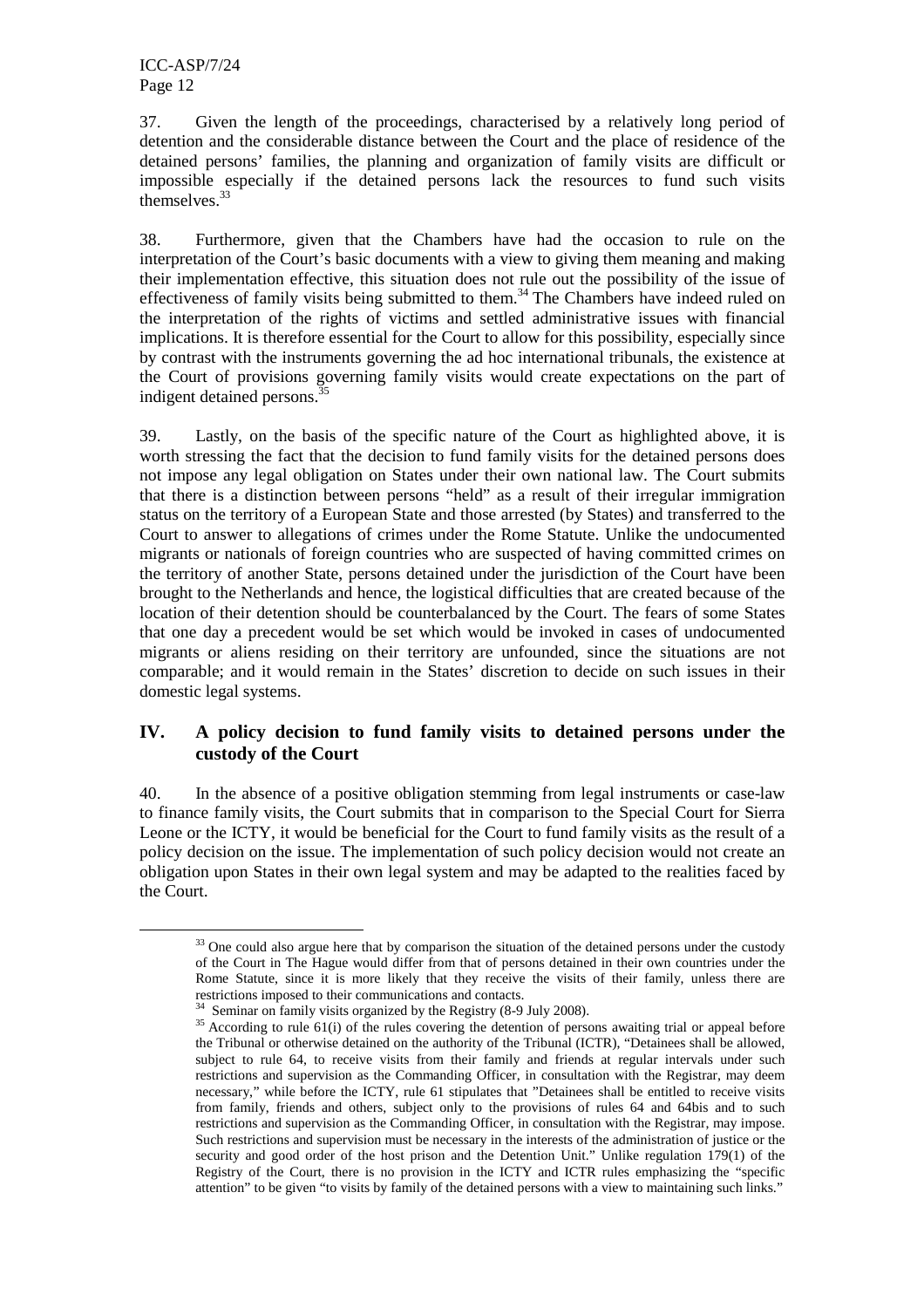37. Given the length of the proceedings, characterised by a relatively long period of detention and the considerable distance between the Court and the place of residence of the detained persons' families, the planning and organization of family visits are difficult or impossible especially if the detained persons lack the resources to fund such visits themselves.[33]

38. Furthermore, given that the Chambers have had the occasion to rule on the interpretation of the Court's basic documents with a view to giving them meaning and making their implementation effective, this situation does not rule out the possibility of the issue of effectiveness of family visits being submitted to them.[34] The Chambers have indeed ruled on the interpretation of the rights of victims and settled administrative issues with financial implications. It is therefore essential for the Court to allow for this possibility, especially since by contrast with the instruments governing the ad hoc international tribunals, the existence at the Court of provisions governing family visits would create expectations on the part of indigent detained persons.[35]

39. Lastly, on the basis of the specific nature of the Court as highlighted above, it is worth stressing the fact that the decision to fund family visits for the detained persons does not impose any legal obligation on States under their own national law. The Court submits that there is a distinction between persons "held" as a result of their irregular immigration status on the territory of a European State and those arrested (by States) and transferred to the Court to answer to allegations of crimes under the Rome Statute. Unlike the undocumented migrants or nationals of foreign countries who are suspected of having committed crimes on the territory of another State, persons detained under the jurisdiction of the Court have been brought to the Netherlands and hence, the logistical difficulties that are created because of the location of their detention should be counterbalanced by the Court. The fears of some States that one day a precedent would be set which would be invoked in cases of undocumented migrants or aliens residing on their territory are unfounded, since the situations are not comparable; and it would remain in the States' discretion to decide on such issues in their domestic legal systems.

## IV. A policy decision to fund family visits to detained persons under the custody of the Court

40. In the absence of a positive obligation stemming from legal instruments or case-law to finance family visits, the Court submits that in comparison to the Special Court for Sierra Leone or the ICTY, it would be beneficial for the Court to fund family visits as the result of a policy decision on the issue. The implementation of such policy decision would not create an obligation upon States in their own legal system and may be adapted to the realities faced by the Court.

---

[33] One could also argue here that by comparison the situation of the detained persons under the custody of the Court in The Hague would differ from that of persons detained in their own countries under the Rome Statute, since it is more likely that they receive the visits of their family, unless there are restrictions imposed to their communications and contacts.

[34] Seminar on family visits organized by the Registry (8-9 July 2008).

[35] According to rule 61(i) of the rules covering the detention of persons awaiting trial or appeal before the Tribunal or otherwise detained on the authority of the Tribunal (ICTR), "Detainees shall be allowed, subject to rule 64, to receive visits from their family and friends at regular intervals under such restrictions and supervision as the Commanding Officer, in consultation with the Registrar, may deem necessary," while before the ICTY, rule 61 stipulates that "Detainees shall be entitled to receive visits from family, friends and others, subject only to the provisions of rules 64 and 64bis and to such restrictions and supervision as the Commanding Officer, in consultation with the Registrar, may impose. Such restrictions and supervision must be necessary in the interests of the administration of justice or the security and good order of the host prison and the Detention Unit." Unlike regulation 179(1) of the Registry of the Court, there is no provision in the ICTY and ICTR rules emphasizing the "specific attention" to be given "to visits by family of the detained persons with a view to maintaining such links."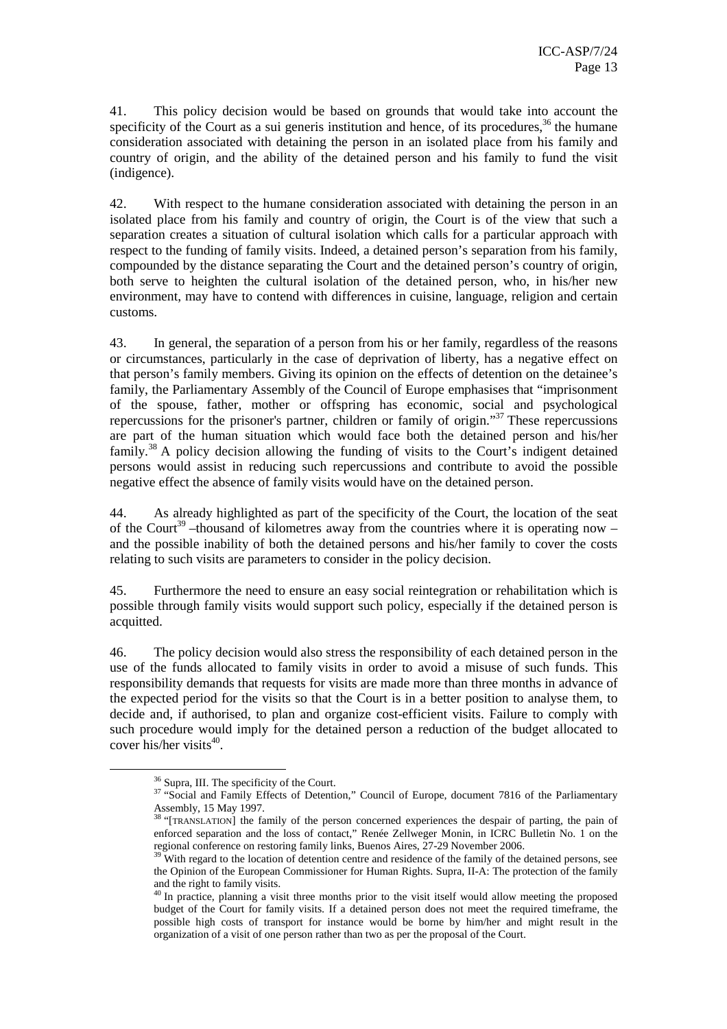41. This policy decision would be based on grounds that would take into account the specificity of the Court as a sui generis institution and hence, of its procedures,[36] the humane consideration associated with detaining the person in an isolated place from his family and country of origin, and the ability of the detained person and his family to fund the visit (indigence).

42. With respect to the humane consideration associated with detaining the person in an isolated place from his family and country of origin, the Court is of the view that such a separation creates a situation of cultural isolation which calls for a particular approach with respect to the funding of family visits. Indeed, a detained person's separation from his family, compounded by the distance separating the Court and the detained person's country of origin, both serve to heighten the cultural isolation of the detained person, who, in his/her new environment, may have to contend with differences in cuisine, language, religion and certain customs.

43. In general, the separation of a person from his or her family, regardless of the reasons or circumstances, particularly in the case of deprivation of liberty, has a negative effect on that person's family members. Giving its opinion on the effects of detention on the detainee's family, the Parliamentary Assembly of the Council of Europe emphasises that "imprisonment of the spouse, father, mother or offspring has economic, social and psychological repercussions for the prisoner's partner, children or family of origin."[37] These repercussions are part of the human situation which would face both the detained person and his/her family.[38] A policy decision allowing the funding of visits to the Court's indigent detained persons would assist in reducing such repercussions and contribute to avoid the possible negative effect the absence of family visits would have on the detained person.

44. As already highlighted as part of the specificity of the Court, the location of the seat of the Court[39] –thousand of kilometres away from the countries where it is operating now – and the possible inability of both the detained persons and his/her family to cover the costs relating to such visits are parameters to consider in the policy decision.

45. Furthermore the need to ensure an easy social reintegration or rehabilitation which is possible through family visits would support such policy, especially if the detained person is acquitted.

46. The policy decision would also stress the responsibility of each detained person in the use of the funds allocated to family visits in order to avoid a misuse of such funds. This responsibility demands that requests for visits are made more than three months in advance of the expected period for the visits so that the Court is in a better position to analyse them, to decide and, if authorised, to plan and organize cost-efficient visits. Failure to comply with such procedure would imply for the detained person a reduction of the budget allocated to cover his/her visits[40].

---

[36] Supra, III. The specificity of the Court.

[37] "Social and Family Effects of Detention," Council of Europe, document 7816 of the Parliamentary Assembly, 15 May 1997.

[38] "[TRANSLATION] the family of the person concerned experiences the despair of parting, the pain of enforced separation and the loss of contact," Renée Zellweger Monin, in ICRC Bulletin No. 1 on the regional conference on restoring family links, Buenos Aires, 27-29 November 2006.

[39] With regard to the location of detention centre and residence of the family of the detained persons, see the Opinion of the European Commissioner for Human Rights. Supra, II-A: The protection of the family and the right to family visits.

[40] In practice, planning a visit three months prior to the visit itself would allow meeting the proposed budget of the Court for family visits. If a detained person does not meet the required timeframe, the possible high costs of transport for instance would be borne by him/her and might result in the organization of a visit of one person rather than two as per the proposal of the Court.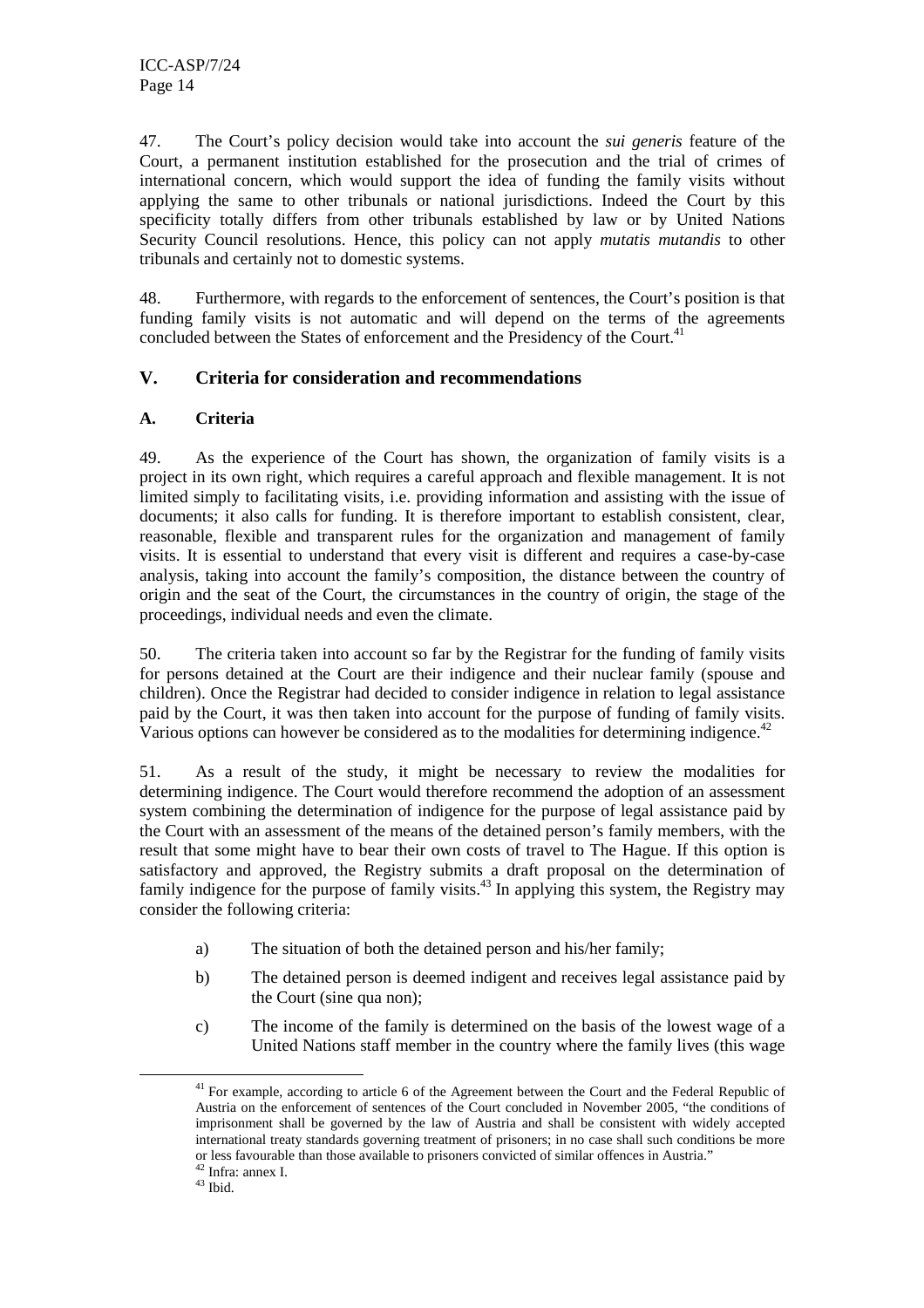47. The Court's policy decision would take into account the *sui generis* feature of the Court, a permanent institution established for the prosecution and the trial of crimes of international concern, which would support the idea of funding the family visits without applying the same to other tribunals or national jurisdictions. Indeed the Court by this specificity totally differs from other tribunals established by law or by United Nations Security Council resolutions. Hence, this policy can not apply *mutatis mutandis* to other tribunals and certainly not to domestic systems.

48. Furthermore, with regards to the enforcement of sentences, the Court's position is that funding family visits is not automatic and will depend on the terms of the agreements concluded between the States of enforcement and the Presidency of the Court.[41]

## V. Criteria for consideration and recommendations

### A. Criteria

49. As the experience of the Court has shown, the organization of family visits is a project in its own right, which requires a careful approach and flexible management. It is not limited simply to facilitating visits, i.e. providing information and assisting with the issue of documents; it also calls for funding. It is therefore important to establish consistent, clear, reasonable, flexible and transparent rules for the organization and management of family visits. It is essential to understand that every visit is different and requires a case-by-case analysis, taking into account the family's composition, the distance between the country of origin and the seat of the Court, the circumstances in the country of origin, the stage of the proceedings, individual needs and even the climate.

50. The criteria taken into account so far by the Registrar for the funding of family visits for persons detained at the Court are their indigence and their nuclear family (spouse and children). Once the Registrar had decided to consider indigence in relation to legal assistance paid by the Court, it was then taken into account for the purpose of funding of family visits. Various options can however be considered as to the modalities for determining indigence.[42]

51. As a result of the study, it might be necessary to review the modalities for determining indigence. The Court would therefore recommend the adoption of an assessment system combining the determination of indigence for the purpose of legal assistance paid by the Court with an assessment of the means of the detained person's family members, with the result that some might have to bear their own costs of travel to The Hague. If this option is satisfactory and approved, the Registry submits a draft proposal on the determination of family indigence for the purpose of family visits.[43] In applying this system, the Registry may consider the following criteria:

a) The situation of both the detained person and his/her family;

b) The detained person is deemed indigent and receives legal assistance paid by the Court (sine qua non);

c) The income of the family is determined on the basis of the lowest wage of a United Nations staff member in the country where the family lives (this wage

---

[41] For example, according to article 6 of the Agreement between the Court and the Federal Republic of Austria on the enforcement of sentences of the Court concluded in November 2005, "the conditions of imprisonment shall be governed by the law of Austria and shall be consistent with widely accepted international treaty standards governing treatment of prisoners; in no case shall such conditions be more or less favourable than those available to prisoners convicted of similar offences in Austria."

[42] Infra: annex I.

[43] Ibid.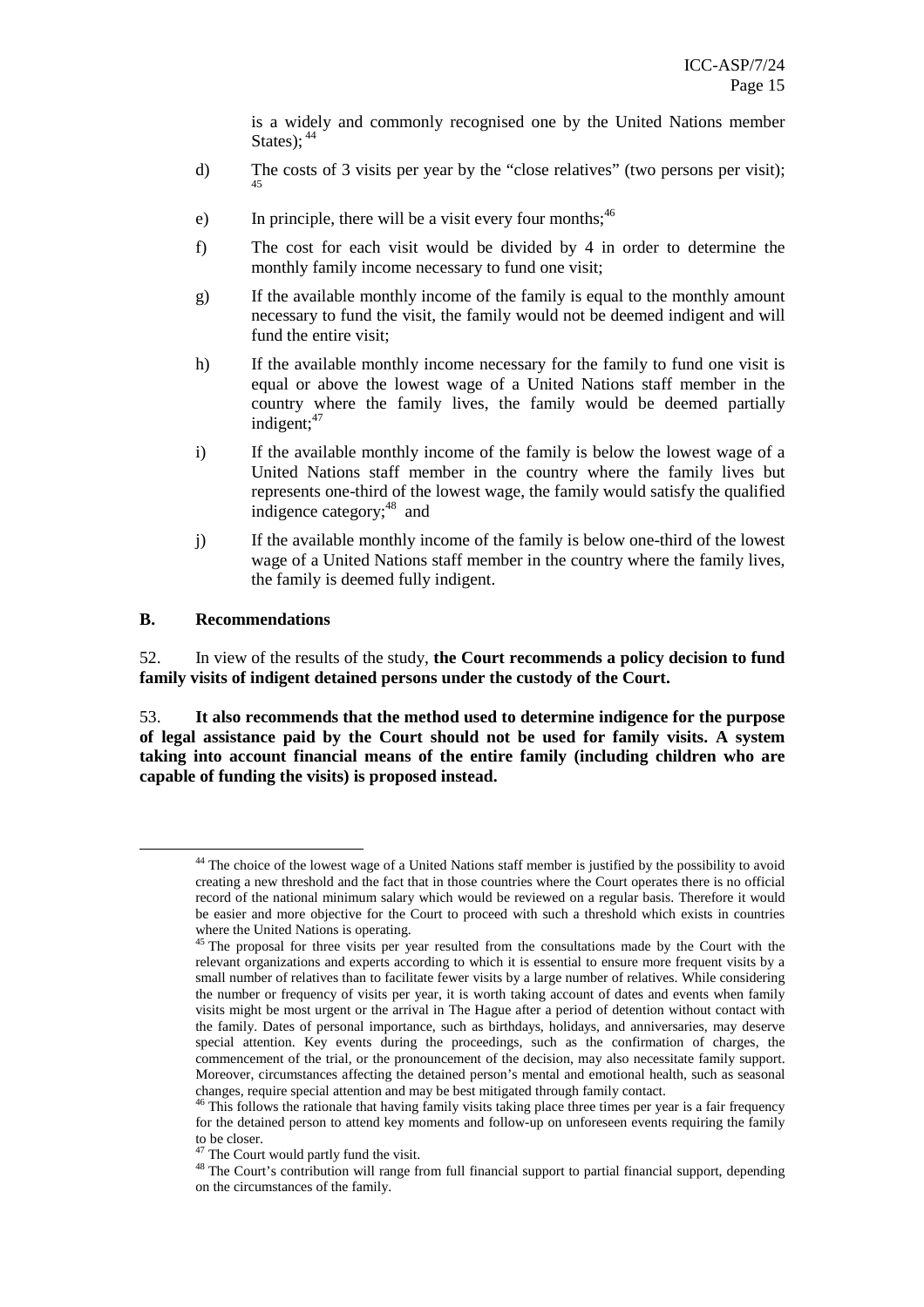is a widely and commonly recognised one by the United Nations member States); [44]

d) The costs of 3 visits per year by the "close relatives" (two persons per visit); [45]

e) In principle, there will be a visit every four months;[46]

f) The cost for each visit would be divided by 4 in order to determine the monthly family income necessary to fund one visit;

g) If the available monthly income of the family is equal to the monthly amount necessary to fund the visit, the family would not be deemed indigent and will fund the entire visit;

h) If the available monthly income necessary for the family to fund one visit is equal or above the lowest wage of a United Nations staff member in the country where the family lives, the family would be deemed partially indigent;[47]

i) If the available monthly income of the family is below the lowest wage of a United Nations staff member in the country where the family lives but represents one-third of the lowest wage, the family would satisfy the qualified indigence category;[48] and

j) If the available monthly income of the family is below one-third of the lowest wage of a United Nations staff member in the country where the family lives, the family is deemed fully indigent.

### B. Recommendations

52. In view of the results of the study, **the Court recommends a policy decision to fund family visits of indigent detained persons under the custody of the Court.**

53. **It also recommends that the method used to determine indigence for the purpose of legal assistance paid by the Court should not be used for family visits. A system taking into account financial means of the entire family (including children who are capable of funding the visits) is proposed instead.**

---

[44] The choice of the lowest wage of a United Nations staff member is justified by the possibility to avoid creating a new threshold and the fact that in those countries where the Court operates there is no official record of the national minimum salary which would be reviewed on a regular basis. Therefore it would be easier and more objective for the Court to proceed with such a threshold which exists in countries where the United Nations is operating.

[45] The proposal for three visits per year resulted from the consultations made by the Court with the relevant organizations and experts according to which it is essential to ensure more frequent visits by a small number of relatives than to facilitate fewer visits by a large number of relatives. While considering the number or frequency of visits per year, it is worth taking account of dates and events when family visits might be most urgent or the arrival in The Hague after a period of detention without contact with the family. Dates of personal importance, such as birthdays, holidays, and anniversaries, may deserve special attention. Key events during the proceedings, such as the confirmation of charges, the commencement of the trial, or the pronouncement of the decision, may also necessitate family support. Moreover, circumstances affecting the detained person's mental and emotional health, such as seasonal changes, require special attention and may be best mitigated through family contact.

[46] This follows the rationale that having family visits taking place three times per year is a fair frequency for the detained person to attend key moments and follow-up on unforeseen events requiring the family to be closer.

[47] The Court would partly fund the visit.

[48] The Court's contribution will range from full financial support to partial financial support, depending on the circumstances of the family.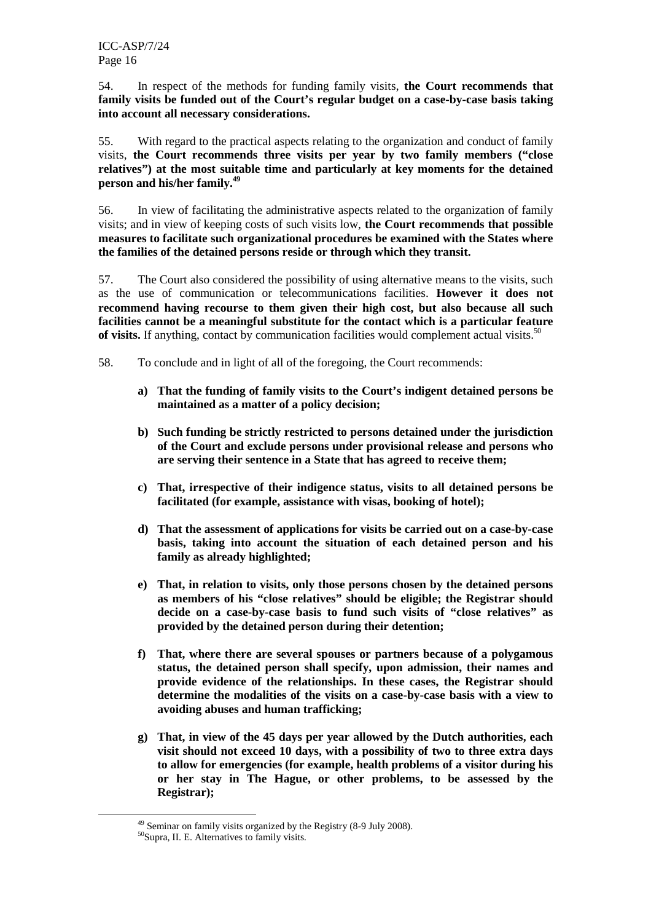54. In respect of the methods for funding family visits, **the Court recommends that family visits be funded out of the Court's regular budget on a case-by-case basis taking into account all necessary considerations.**

55. With regard to the practical aspects relating to the organization and conduct of family visits, **the Court recommends three visits per year by two family members ("close relatives") at the most suitable time and particularly at key moments for the detained person and his/her family.**[49]

56. In view of facilitating the administrative aspects related to the organization of family visits; and in view of keeping costs of such visits low, **the Court recommends that possible measures to facilitate such organizational procedures be examined with the States where the families of the detained persons reside or through which they transit.**

57. The Court also considered the possibility of using alternative means to the visits, such as the use of communication or telecommunications facilities. **However it does not recommend having recourse to them given their high cost, but also because all such facilities cannot be a meaningful substitute for the contact which is a particular feature of visits.** If anything, contact by communication facilities would complement actual visits.[50]

58. To conclude and in light of all of the foregoing, the Court recommends:

**a) That the funding of family visits to the Court's indigent detained persons be maintained as a matter of a policy decision;**

**b) Such funding be strictly restricted to persons detained under the jurisdiction of the Court and exclude persons under provisional release and persons who are serving their sentence in a State that has agreed to receive them;**

**c) That, irrespective of their indigence status, visits to all detained persons be facilitated (for example, assistance with visas, booking of hotel);**

**d) That the assessment of applications for visits be carried out on a case-by-case basis, taking into account the situation of each detained person and his family as already highlighted;**

**e) That, in relation to visits, only those persons chosen by the detained persons as members of his "close relatives" should be eligible; the Registrar should decide on a case-by-case basis to fund such visits of "close relatives" as provided by the detained person during their detention;**

**f) That, where there are several spouses or partners because of a polygamous status, the detained person shall specify, upon admission, their names and provide evidence of the relationships. In these cases, the Registrar should determine the modalities of the visits on a case-by-case basis with a view to avoiding abuses and human trafficking;**

**g) That, in view of the 45 days per year allowed by the Dutch authorities, each visit should not exceed 10 days, with a possibility of two to three extra days to allow for emergencies (for example, health problems of a visitor during his or her stay in The Hague, or other problems, to be assessed by the Registrar);**

---

[49] Seminar on family visits organized by the Registry (8-9 July 2008).

[50] Supra, II. E. Alternatives to family visits.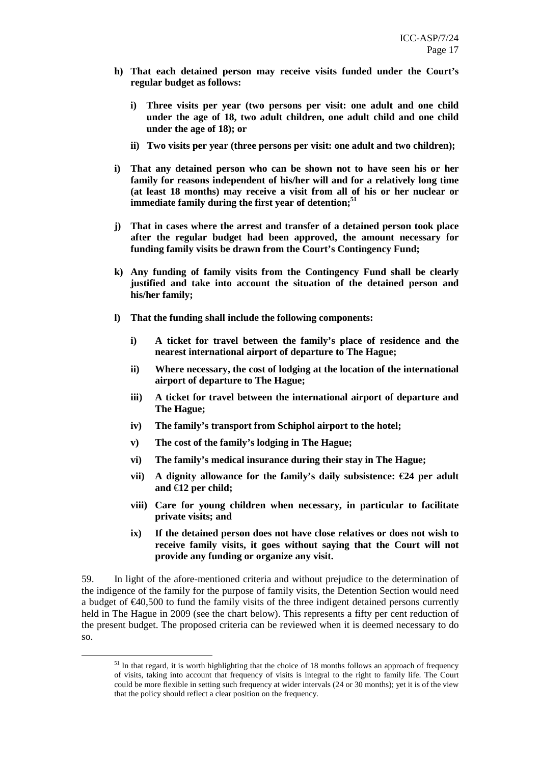**h) That each detained person may receive visits funded under the Court's regular budget as follows:**

**i) Three visits per year (two persons per visit: one adult and one child under the age of 18, two adult children, one adult child and one child under the age of 18); or**

**ii) Two visits per year (three persons per visit: one adult and two children);**

**i) That any detained person who can be shown not to have seen his or her family for reasons independent of his/her will and for a relatively long time (at least 18 months) may receive a visit from all of his or her nuclear or immediate family during the first year of detention;[51]**

**j) That in cases where the arrest and transfer of a detained person took place after the regular budget had been approved, the amount necessary for funding family visits be drawn from the Court's Contingency Fund;**

**k) Any funding of family visits from the Contingency Fund shall be clearly justified and take into account the situation of the detained person and his/her family;**

**l) That the funding shall include the following components:**

**i) A ticket for travel between the family's place of residence and the nearest international airport of departure to The Hague;**

**ii) Where necessary, the cost of lodging at the location of the international airport of departure to The Hague;**

**iii) A ticket for travel between the international airport of departure and The Hague;**

**iv) The family's transport from Schiphol airport to the hotel;**

**v) The cost of the family's lodging in The Hague;**

**vi) The family's medical insurance during their stay in The Hague;**

**vii) A dignity allowance for the family's daily subsistence: €24 per adult and €12 per child;**

**viii) Care for young children when necessary, in particular to facilitate private visits; and**

**ix) If the detained person does not have close relatives or does not wish to receive family visits, it goes without saying that the Court will not provide any funding or organize any visit.**

59. In light of the afore-mentioned criteria and without prejudice to the determination of the indigence of the family for the purpose of family visits, the Detention Section would need a budget of €40,500 to fund the family visits of the three indigent detained persons currently held in The Hague in 2009 (see the chart below). This represents a fifty per cent reduction of the present budget. The proposed criteria can be reviewed when it is deemed necessary to do so.

[51] In that regard, it is worth highlighting that the choice of 18 months follows an approach of frequency of visits, taking into account that frequency of visits is integral to the right to family life. The Court could be more flexible in setting such frequency at wider intervals (24 or 30 months); yet it is of the view that the policy should reflect a clear position on the frequency.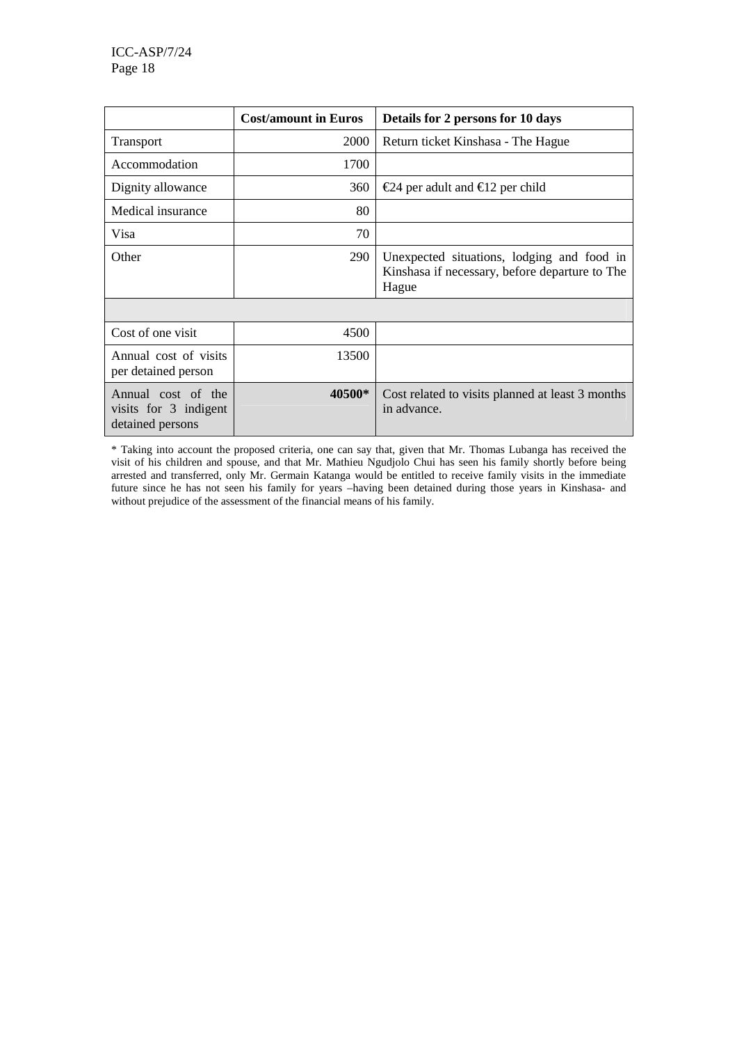| | Cost/amount in Euros | Details for 2 persons for 10 days |
|---|---|---|
| Transport | 2000 | Return ticket Kinshasa - The Hague |
| Accommodation | 1700 | |
| Dignity allowance | 360 | €24 per adult and €12 per child |
| Medical insurance | 80 | |
| Visa | 70 | |
| Other | 290 | Unexpected situations, lodging and food in Kinshasa if necessary, before departure to The Hague |
| | | |
| Cost of one visit | 4500 | |
| Annual cost of visits per detained person | 13500 | |
| Annual cost of the visits for 3 indigent detained persons | **40500*** | Cost related to visits planned at least 3 months in advance. |

* Taking into account the proposed criteria, one can say that, given that Mr. Thomas Lubanga has received the visit of his children and spouse, and that Mr. Mathieu Ngudjolo Chui has seen his family shortly before being arrested and transferred, only Mr. Germain Katanga would be entitled to receive family visits in the immediate future since he has not seen his family for years –having been detained during those years in Kinshasa- and without prejudice of the assessment of the financial means of his family.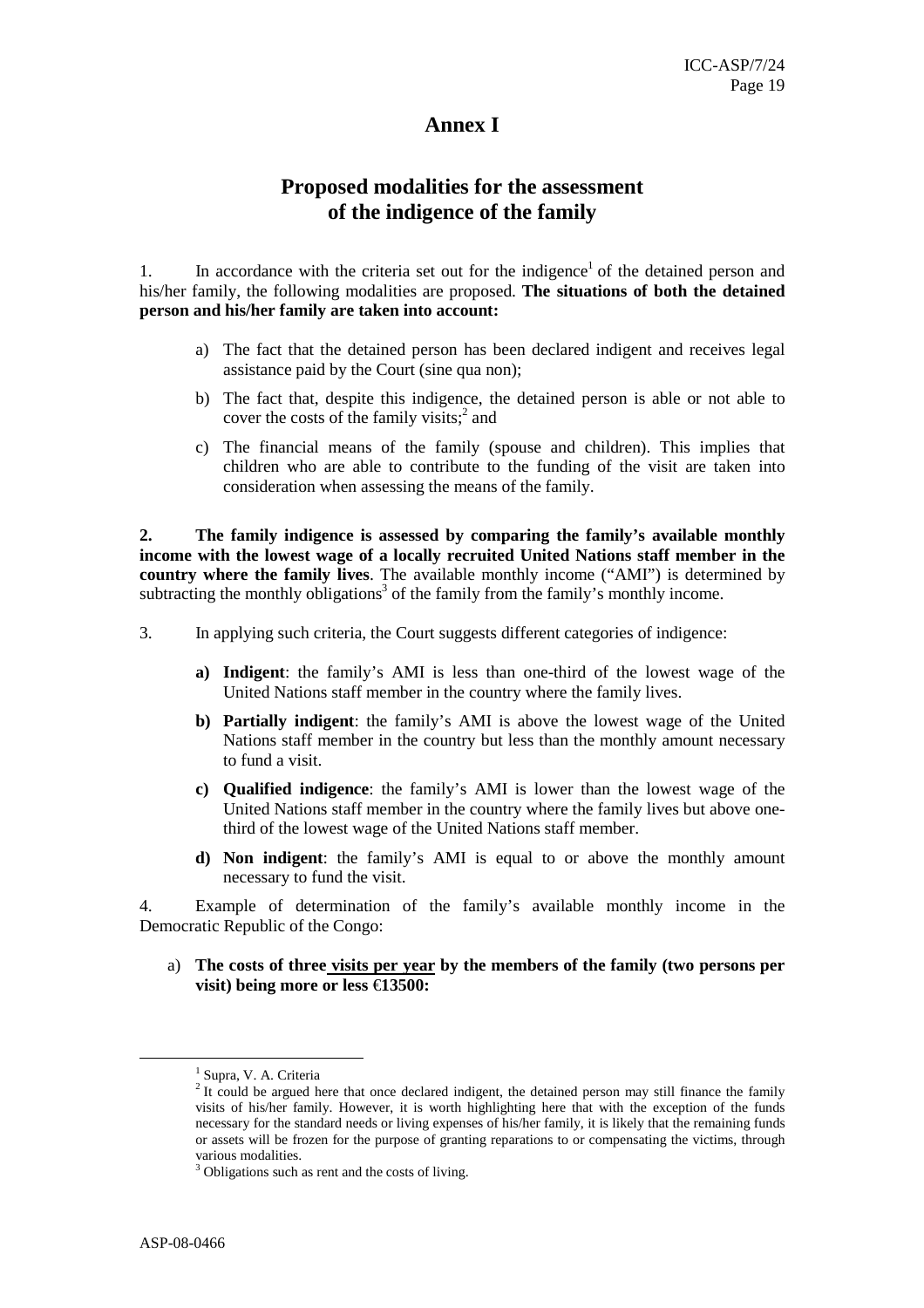# Annex I

## Proposed modalities for the assessment of the indigence of the family

1. In accordance with the criteria set out for the indigence[1] of the detained person and his/her family, the following modalities are proposed. **The situations of both the detained person and his/her family are taken into account:**

   a) The fact that the detained person has been declared indigent and receives legal assistance paid by the Court (sine qua non);

   b) The fact that, despite this indigence, the detained person is able or not able to cover the costs of the family visits;[2] and

   c) The financial means of the family (spouse and children). This implies that children who are able to contribute to the funding of the visit are taken into consideration when assessing the means of the family.

**2. The family indigence is assessed by comparing the family's available monthly income with the lowest wage of a locally recruited United Nations staff member in the country where the family lives**. The available monthly income ("AMI") is determined by subtracting the monthly obligations[3] of the family from the family's monthly income.

3. In applying such criteria, the Court suggests different categories of indigence:

   **a) Indigent**: the family's AMI is less than one-third of the lowest wage of the United Nations staff member in the country where the family lives.

   **b) Partially indigent**: the family's AMI is above the lowest wage of the United Nations staff member in the country but less than the monthly amount necessary to fund a visit.

   **c) Qualified indigence**: the family's AMI is lower than the lowest wage of the United Nations staff member in the country where the family lives but above one-third of the lowest wage of the United Nations staff member.

   **d) Non indigent**: the family's AMI is equal to or above the monthly amount necessary to fund the visit.

4. Example of determination of the family's available monthly income in the Democratic Republic of the Congo:

   a) **The costs of three <u>visits per year</u> by the members of the family (two persons per visit) being more or less €13500:**

---

[1] Supra, V. A. Criteria

[2] It could be argued here that once declared indigent, the detained person may still finance the family visits of his/her family. However, it is worth highlighting here that with the exception of the funds necessary for the standard needs or living expenses of his/her family, it is likely that the remaining funds or assets will be frozen for the purpose of granting reparations to or compensating the victims, through various modalities.

[3] Obligations such as rent and the costs of living.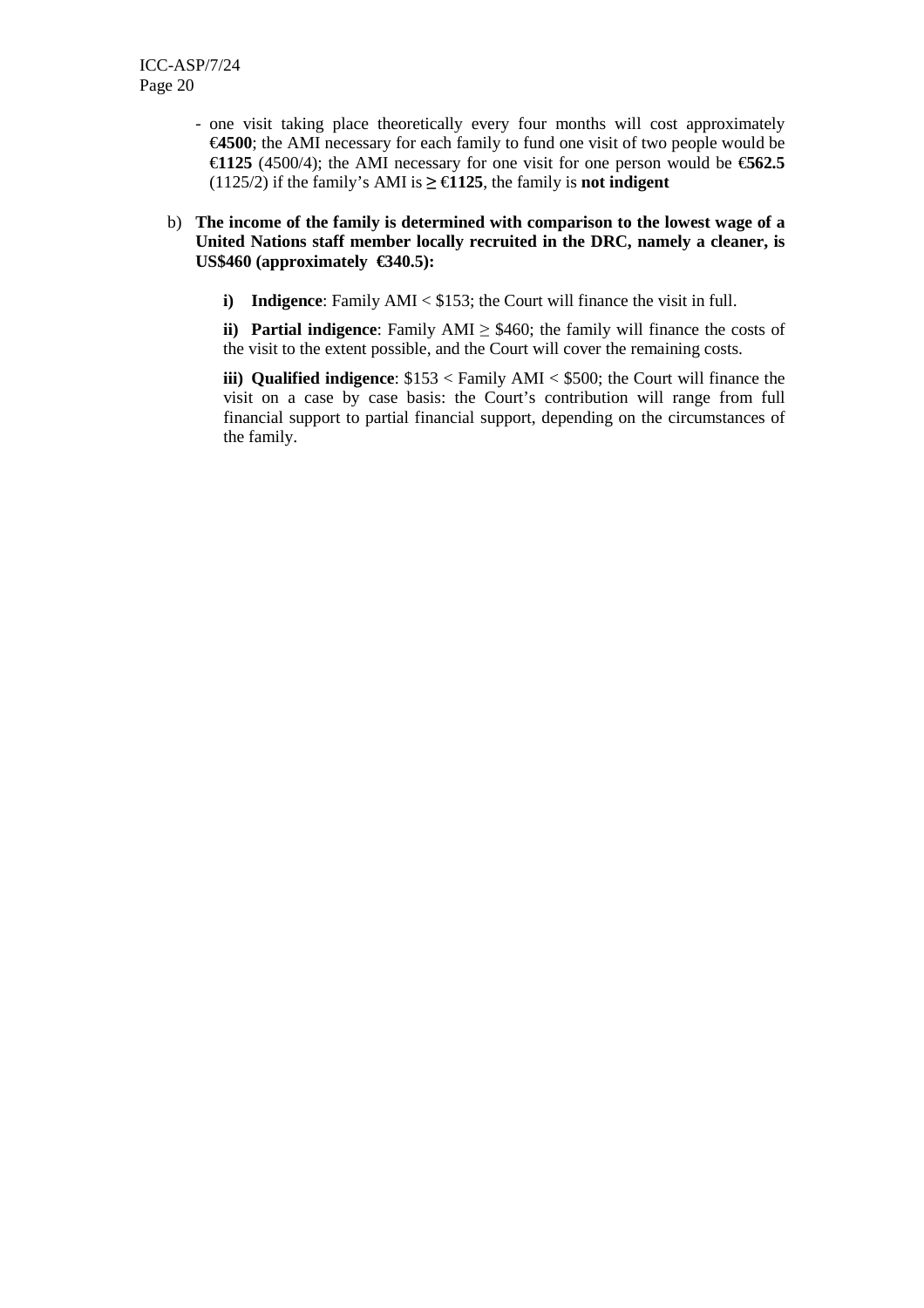- one visit taking place theoretically every four months will cost approximately **€4500**; the AMI necessary for each family to fund one visit of two people would be **€1125** (4500/4); the AMI necessary for one visit for one person would be **€562.5** (1125/2) if the family's AMI is **≥ €1125**, the family is **not indigent**

b) **The income of the family is determined with comparison to the lowest wage of a United Nations staff member locally recruited in the DRC, namely a cleaner, is US$460 (approximately €340.5):**

   **i) Indigence**: Family AMI < \$153; the Court will finance the visit in full.

   **ii) Partial indigence**: Family AMI ≥ \$460; the family will finance the costs of the visit to the extent possible, and the Court will cover the remaining costs.

   **iii) Qualified indigence**: \$153 < Family AMI < \$500; the Court will finance the visit on a case by case basis: the Court's contribution will range from full financial support to partial financial support, depending on the circumstances of the family.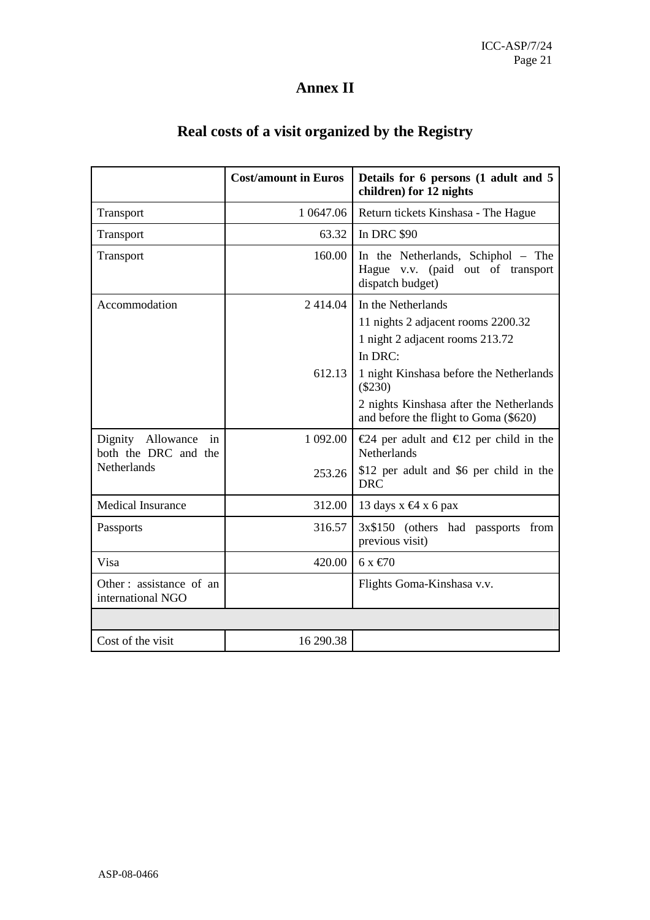# Annex II

## Real costs of a visit organized by the Registry

| | Cost/amount in Euros | Details for 6 persons (1 adult and 5 children) for 12 nights |
|---|---|---|
| Transport | 1 0647.06 | Return tickets Kinshasa - The Hague |
| Transport | 63.32 | In DRC $90 |
| Transport | 160.00 | In the Netherlands, Schiphol – The Hague v.v. (paid out of transport dispatch budget) |
| Accommodation | 2 414.04<br><br><br><br>612.13 | In the Netherlands<br>11 nights 2 adjacent rooms 2200.32<br>1 night 2 adjacent rooms 213.72<br>In DRC:<br>1 night Kinshasa before the Netherlands ($230)<br>2 nights Kinshasa after the Netherlands and before the flight to Goma ($620) |
| Dignity Allowance in both the DRC and the Netherlands | 1 092.00<br><br>253.26 | €24 per adult and €12 per child in the Netherlands<br>$12 per adult and $6 per child in the DRC |
| Medical Insurance | 312.00 | 13 days x €4 x 6 pax |
| Passports | 316.57 | 3x$150 (others had passports from previous visit) |
| Visa | 420.00 | 6 x €70 |
| Other : assistance of an international NGO | | Flights Goma-Kinshasa v.v. |
| | | |
| Cost of the visit | 16 290.38 | |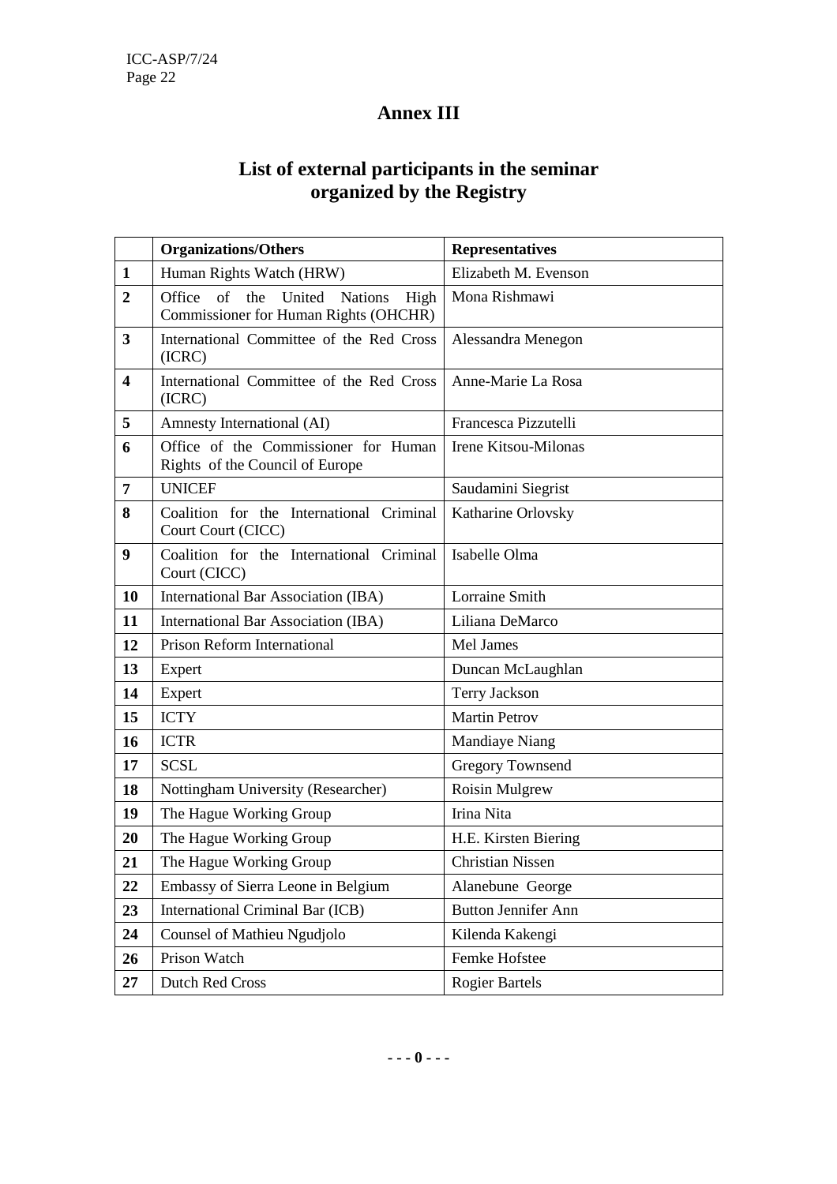# Annex III

## List of external participants in the seminar organized by the Registry

| | Organizations/Others | Representatives |
|---|---|---|
| 1 | Human Rights Watch (HRW) | Elizabeth M. Evenson |
| 2 | Office of the United Nations High Commissioner for Human Rights (OHCHR) | Mona Rishmawi |
| 3 | International Committee of the Red Cross (ICRC) | Alessandra Menegon |
| 4 | International Committee of the Red Cross (ICRC) | Anne-Marie La Rosa |
| 5 | Amnesty International (AI) | Francesca Pizzutelli |
| 6 | Office of the Commissioner for Human Rights of the Council of Europe | Irene Kitsou-Milonas |
| 7 | UNICEF | Saudamini Siegrist |
| 8 | Coalition for the International Criminal Court Court (CICC) | Katharine Orlovsky |
| 9 | Coalition for the International Criminal Court (CICC) | Isabelle Olma |
| 10 | International Bar Association (IBA) | Lorraine Smith |
| 11 | International Bar Association (IBA) | Liliana DeMarco |
| 12 | Prison Reform International | Mel James |
| 13 | Expert | Duncan McLaughlan |
| 14 | Expert | Terry Jackson |
| 15 | ICTY | Martin Petrov |
| 16 | ICTR | Mandiaye Niang |
| 17 | SCSL | Gregory Townsend |
| 18 | Nottingham University (Researcher) | Roisin Mulgrew |
| 19 | The Hague Working Group | Irina Nita |
| 20 | The Hague Working Group | H.E. Kirsten Biering |
| 21 | The Hague Working Group | Christian Nissen |
| 22 | Embassy of Sierra Leone in Belgium | Alanebune George |
| 23 | International Criminal Bar (ICB) | Button Jennifer Ann |
| 24 | Counsel of Mathieu Ngudjolo | Kilenda Kakengi |
| 26 | Prison Watch | Femke Hofstee |
| 27 | Dutch Red Cross | Rogier Bartels |

- - - 0 - - -